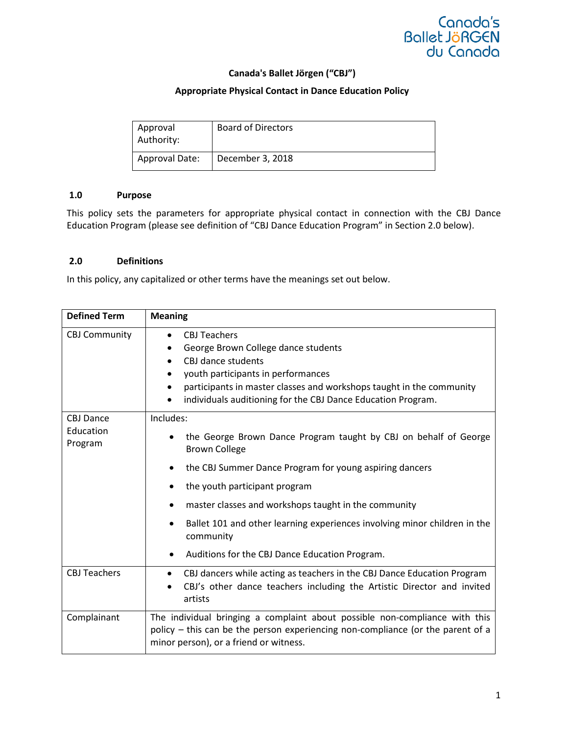Canada's Ballet Jörgen du Canada

**Canada's Ballet Jörgen ("CBJ")**

**Appropriate Physical Contact in Dance Education Policy**

| Approval Authority: | Board of Directors |
|---|---|
| Approval Date: | December 3, 2018 |

## 1.0 Purpose

This policy sets the parameters for appropriate physical contact in connection with the CBJ Dance Education Program (please see definition of "CBJ Dance Education Program" in Section 2.0 below).

## 2.0 Definitions

In this policy, any capitalized or other terms have the meanings set out below.

| Defined Term | Meaning |
|---|---|
| CBJ Community | • CBJ Teachers<br>• George Brown College dance students<br>• CBJ dance students<br>• youth participants in performances<br>• participants in master classes and workshops taught in the community<br>• individuals auditioning for the CBJ Dance Education Program. |
| CBJ Dance Education Program | Includes:<br>• the George Brown Dance Program taught by CBJ on behalf of George Brown College<br>• the CBJ Summer Dance Program for young aspiring dancers<br>• the youth participant program<br>• master classes and workshops taught in the community<br>• Ballet 101 and other learning experiences involving minor children in the community<br>• Auditions for the CBJ Dance Education Program. |
| CBJ Teachers | • CBJ dancers while acting as teachers in the CBJ Dance Education Program<br>• CBJ's other dance teachers including the Artistic Director and invited artists |
| Complainant | The individual bringing a complaint about possible non-compliance with this policy – this can be the person experiencing non-compliance (or the parent of a minor person), or a friend or witness. |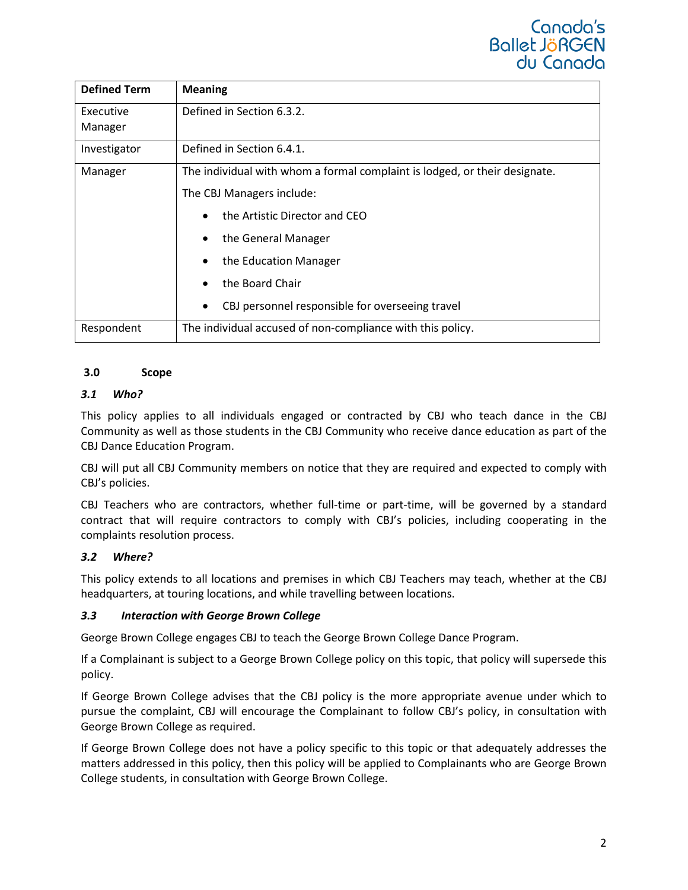| Defined Term | Meaning |
|---|---|
| Executive Manager | Defined in Section 6.3.2. |
| Investigator | Defined in Section 6.4.1. |
| Manager | The individual with whom a formal complaint is lodged, or their designate.<br>The CBJ Managers include:<br>• the Artistic Director and CEO<br>• the General Manager<br>• the Education Manager<br>• the Board Chair<br>• CBJ personnel responsible for overseeing travel |
| Respondent | The individual accused of non-compliance with this policy. |

## 3.0 Scope

### *3.1 Who?*

This policy applies to all individuals engaged or contracted by CBJ who teach dance in the CBJ Community as well as those students in the CBJ Community who receive dance education as part of the CBJ Dance Education Program.

CBJ will put all CBJ Community members on notice that they are required and expected to comply with CBJ's policies.

CBJ Teachers who are contractors, whether full-time or part-time, will be governed by a standard contract that will require contractors to comply with CBJ's policies, including cooperating in the complaints resolution process.

### *3.2 Where?*

This policy extends to all locations and premises in which CBJ Teachers may teach, whether at the CBJ headquarters, at touring locations, and while travelling between locations.

### *3.3 Interaction with George Brown College*

George Brown College engages CBJ to teach the George Brown College Dance Program.

If a Complainant is subject to a George Brown College policy on this topic, that policy will supersede this policy.

If George Brown College advises that the CBJ policy is the more appropriate avenue under which to pursue the complaint, CBJ will encourage the Complainant to follow CBJ's policy, in consultation with George Brown College as required.

If George Brown College does not have a policy specific to this topic or that adequately addresses the matters addressed in this policy, then this policy will be applied to Complainants who are George Brown College students, in consultation with George Brown College.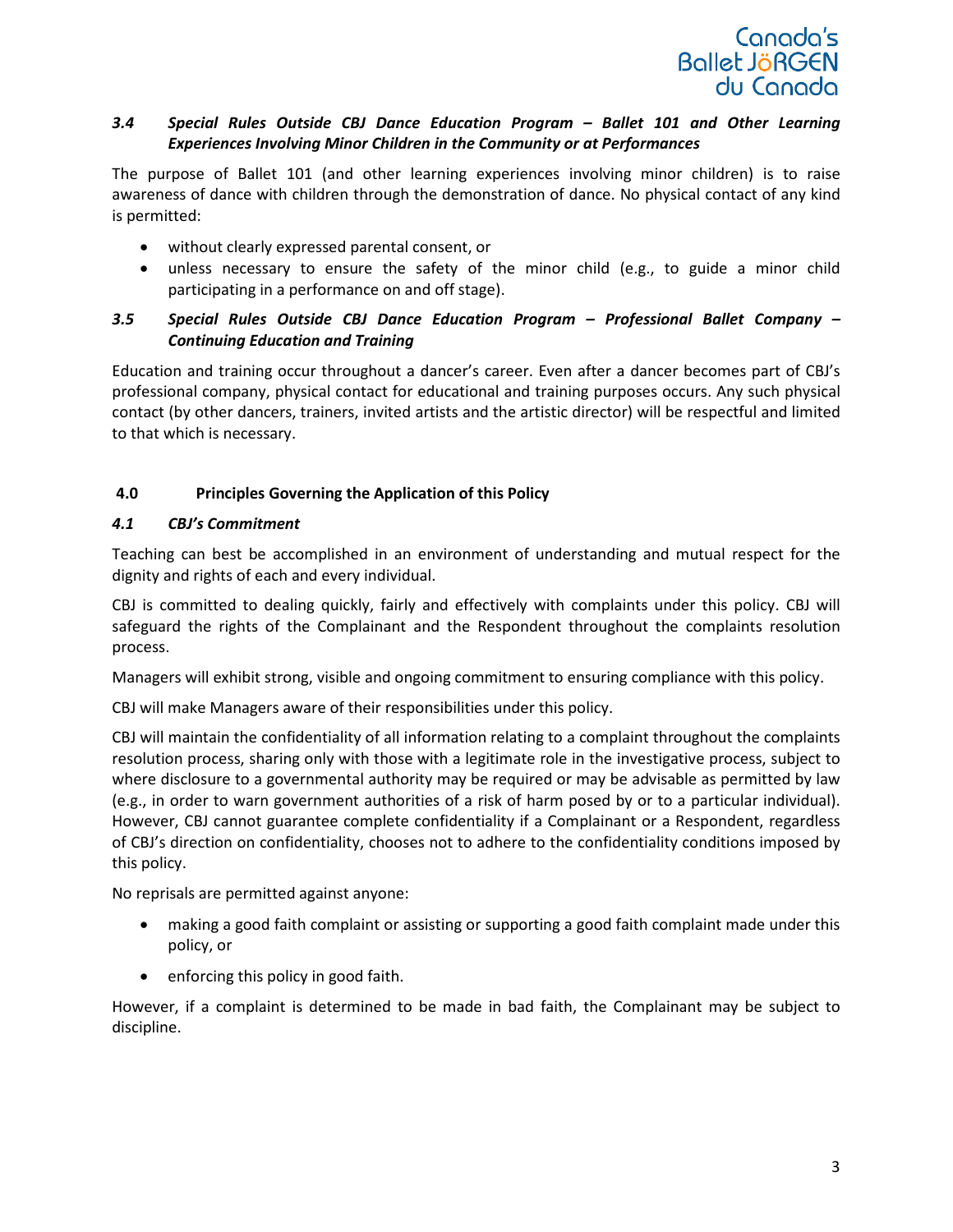### *3.4 Special Rules Outside CBJ Dance Education Program – Ballet 101 and Other Learning Experiences Involving Minor Children in the Community or at Performances*

The purpose of Ballet 101 (and other learning experiences involving minor children) is to raise awareness of dance with children through the demonstration of dance. No physical contact of any kind is permitted:

- without clearly expressed parental consent, or
- unless necessary to ensure the safety of the minor child (e.g., to guide a minor child participating in a performance on and off stage).

### *3.5 Special Rules Outside CBJ Dance Education Program – Professional Ballet Company – Continuing Education and Training*

Education and training occur throughout a dancer's career. Even after a dancer becomes part of CBJ's professional company, physical contact for educational and training purposes occurs. Any such physical contact (by other dancers, trainers, invited artists and the artistic director) will be respectful and limited to that which is necessary.

## 4.0 Principles Governing the Application of this Policy

### *4.1 CBJ's Commitment*

Teaching can best be accomplished in an environment of understanding and mutual respect for the dignity and rights of each and every individual.

CBJ is committed to dealing quickly, fairly and effectively with complaints under this policy. CBJ will safeguard the rights of the Complainant and the Respondent throughout the complaints resolution process.

Managers will exhibit strong, visible and ongoing commitment to ensuring compliance with this policy.

CBJ will make Managers aware of their responsibilities under this policy.

CBJ will maintain the confidentiality of all information relating to a complaint throughout the complaints resolution process, sharing only with those with a legitimate role in the investigative process, subject to where disclosure to a governmental authority may be required or may be advisable as permitted by law (e.g., in order to warn government authorities of a risk of harm posed by or to a particular individual). However, CBJ cannot guarantee complete confidentiality if a Complainant or a Respondent, regardless of CBJ's direction on confidentiality, chooses not to adhere to the confidentiality conditions imposed by this policy.

No reprisals are permitted against anyone:

- making a good faith complaint or assisting or supporting a good faith complaint made under this policy, or
- enforcing this policy in good faith.

However, if a complaint is determined to be made in bad faith, the Complainant may be subject to discipline.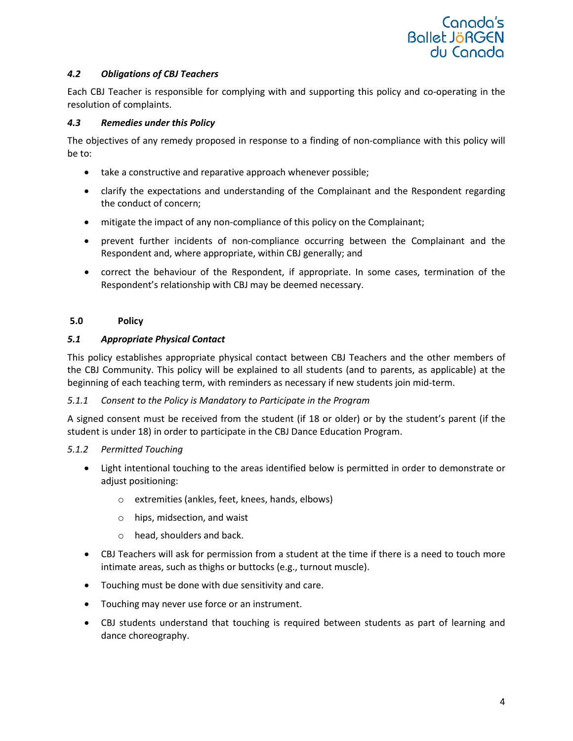### *4.2 Obligations of CBJ Teachers*

Each CBJ Teacher is responsible for complying with and supporting this policy and co-operating in the resolution of complaints.

### *4.3 Remedies under this Policy*

The objectives of any remedy proposed in response to a finding of non-compliance with this policy will be to:

- take a constructive and reparative approach whenever possible;
- clarify the expectations and understanding of the Complainant and the Respondent regarding the conduct of concern;
- mitigate the impact of any non-compliance of this policy on the Complainant;
- prevent further incidents of non-compliance occurring between the Complainant and the Respondent and, where appropriate, within CBJ generally; and
- correct the behaviour of the Respondent, if appropriate. In some cases, termination of the Respondent's relationship with CBJ may be deemed necessary.

## 5.0 Policy

### *5.1 Appropriate Physical Contact*

This policy establishes appropriate physical contact between CBJ Teachers and the other members of the CBJ Community. This policy will be explained to all students (and to parents, as applicable) at the beginning of each teaching term, with reminders as necessary if new students join mid-term.

*5.1.1 Consent to the Policy is Mandatory to Participate in the Program*

A signed consent must be received from the student (if 18 or older) or by the student's parent (if the student is under 18) in order to participate in the CBJ Dance Education Program.

*5.1.2 Permitted Touching*

- Light intentional touching to the areas identified below is permitted in order to demonstrate or adjust positioning:
  - extremities (ankles, feet, knees, hands, elbows)
  - hips, midsection, and waist
  - head, shoulders and back.
- CBJ Teachers will ask for permission from a student at the time if there is a need to touch more intimate areas, such as thighs or buttocks (e.g., turnout muscle).
- Touching must be done with due sensitivity and care.
- Touching may never use force or an instrument.
- CBJ students understand that touching is required between students as part of learning and dance choreography.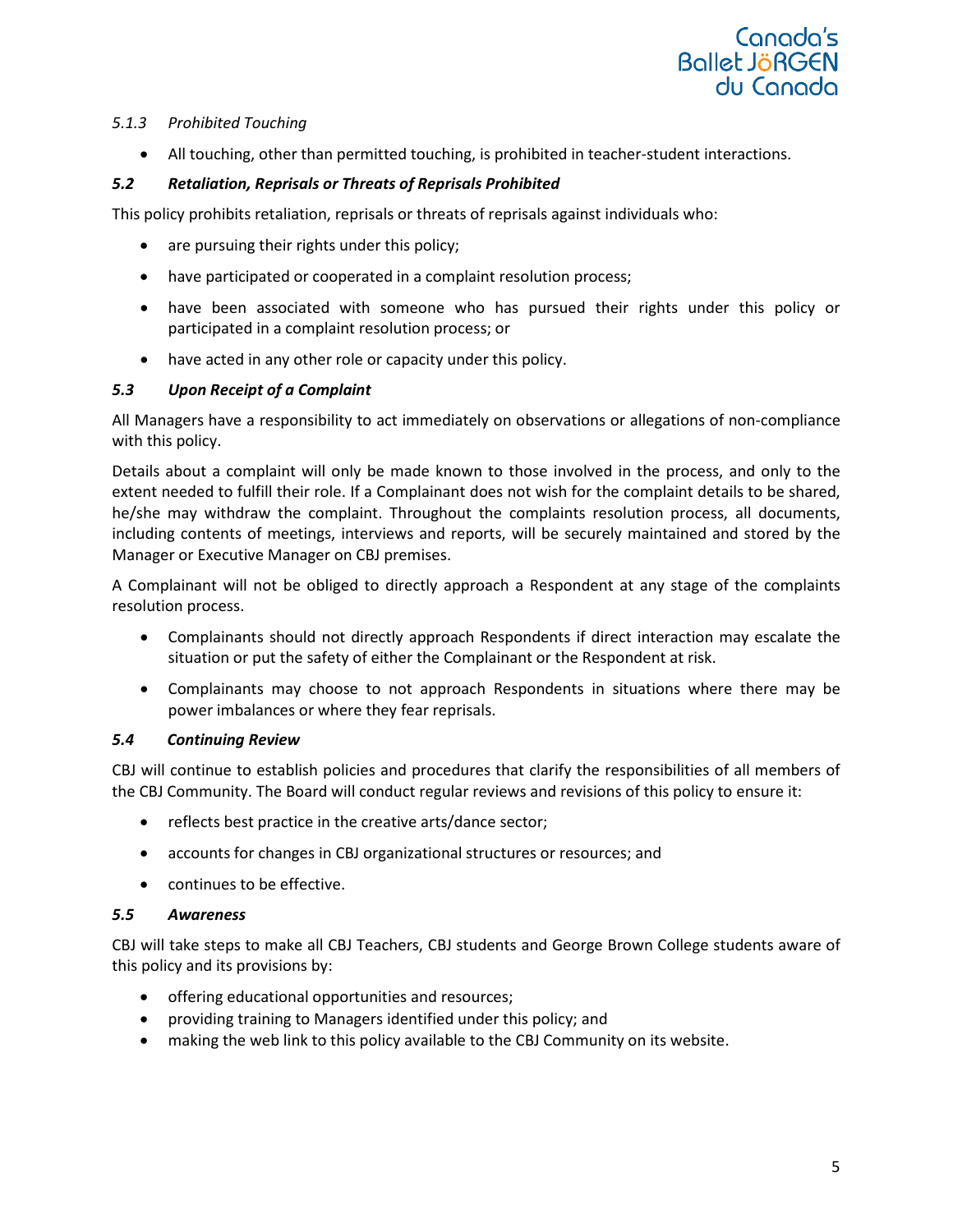#### *5.1.3 Prohibited Touching*

- All touching, other than permitted touching, is prohibited in teacher-student interactions.

### ***5.2 Retaliation, Reprisals or Threats of Reprisals Prohibited***

This policy prohibits retaliation, reprisals or threats of reprisals against individuals who:

- are pursuing their rights under this policy;
- have participated or cooperated in a complaint resolution process;
- have been associated with someone who has pursued their rights under this policy or participated in a complaint resolution process; or
- have acted in any other role or capacity under this policy.

### ***5.3 Upon Receipt of a Complaint***

All Managers have a responsibility to act immediately on observations or allegations of non-compliance with this policy.

Details about a complaint will only be made known to those involved in the process, and only to the extent needed to fulfill their role. If a Complainant does not wish for the complaint details to be shared, he/she may withdraw the complaint. Throughout the complaints resolution process, all documents, including contents of meetings, interviews and reports, will be securely maintained and stored by the Manager or Executive Manager on CBJ premises.

A Complainant will not be obliged to directly approach a Respondent at any stage of the complaints resolution process.

- Complainants should not directly approach Respondents if direct interaction may escalate the situation or put the safety of either the Complainant or the Respondent at risk.
- Complainants may choose to not approach Respondents in situations where there may be power imbalances or where they fear reprisals.

### ***5.4 Continuing Review***

CBJ will continue to establish policies and procedures that clarify the responsibilities of all members of the CBJ Community. The Board will conduct regular reviews and revisions of this policy to ensure it:

- reflects best practice in the creative arts/dance sector;
- accounts for changes in CBJ organizational structures or resources; and
- continues to be effective.

### ***5.5 Awareness***

CBJ will take steps to make all CBJ Teachers, CBJ students and George Brown College students aware of this policy and its provisions by:

- offering educational opportunities and resources;
- providing training to Managers identified under this policy; and
- making the web link to this policy available to the CBJ Community on its website.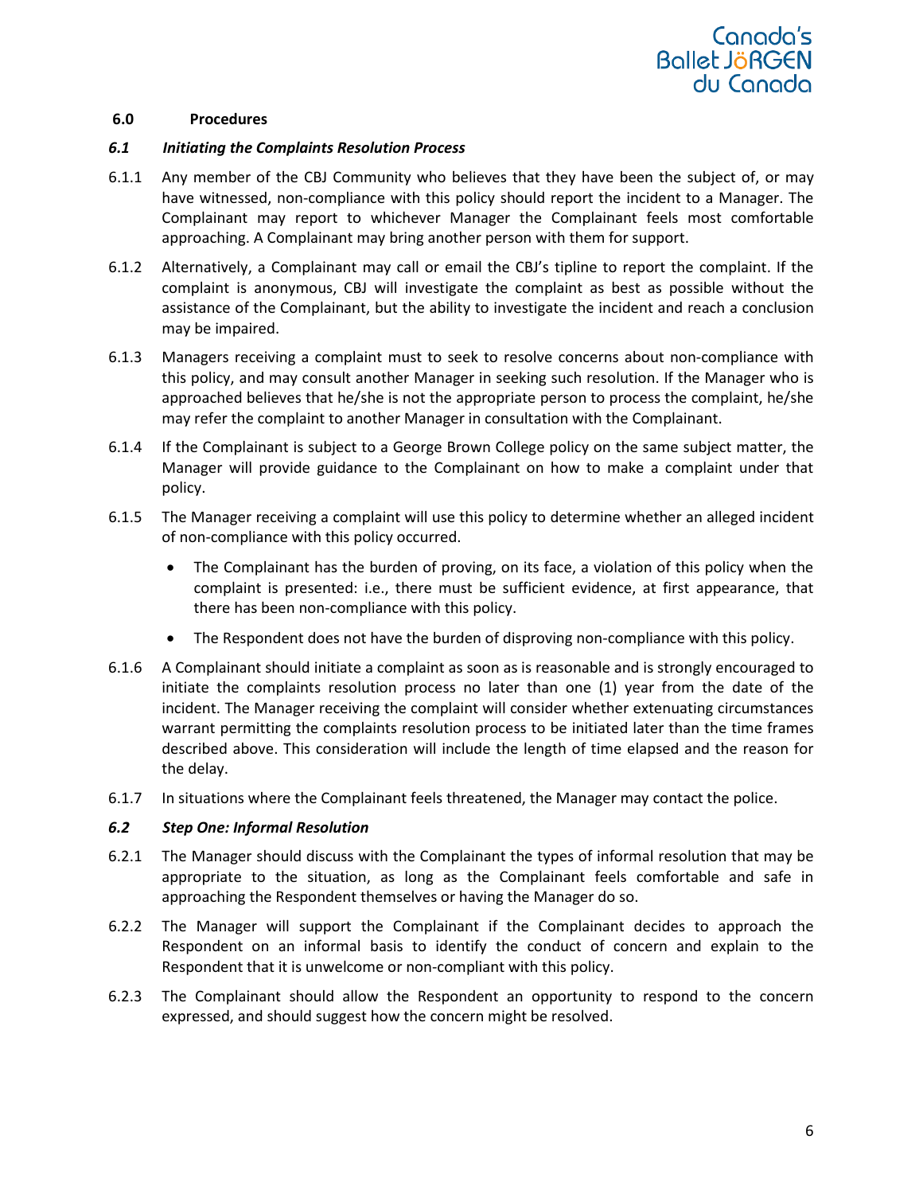## 6.0 Procedures

### *6.1 Initiating the Complaints Resolution Process*

6.1.1 Any member of the CBJ Community who believes that they have been the subject of, or may have witnessed, non-compliance with this policy should report the incident to a Manager. The Complainant may report to whichever Manager the Complainant feels most comfortable approaching. A Complainant may bring another person with them for support.

6.1.2 Alternatively, a Complainant may call or email the CBJ's tipline to report the complaint. If the complaint is anonymous, CBJ will investigate the complaint as best as possible without the assistance of the Complainant, but the ability to investigate the incident and reach a conclusion may be impaired.

6.1.3 Managers receiving a complaint must to seek to resolve concerns about non-compliance with this policy, and may consult another Manager in seeking such resolution. If the Manager who is approached believes that he/she is not the appropriate person to process the complaint, he/she may refer the complaint to another Manager in consultation with the Complainant.

6.1.4 If the Complainant is subject to a George Brown College policy on the same subject matter, the Manager will provide guidance to the Complainant on how to make a complaint under that policy.

6.1.5 The Manager receiving a complaint will use this policy to determine whether an alleged incident of non-compliance with this policy occurred.

- The Complainant has the burden of proving, on its face, a violation of this policy when the complaint is presented: i.e., there must be sufficient evidence, at first appearance, that there has been non-compliance with this policy.
- The Respondent does not have the burden of disproving non-compliance with this policy.

6.1.6 A Complainant should initiate a complaint as soon as is reasonable and is strongly encouraged to initiate the complaints resolution process no later than one (1) year from the date of the incident. The Manager receiving the complaint will consider whether extenuating circumstances warrant permitting the complaints resolution process to be initiated later than the time frames described above. This consideration will include the length of time elapsed and the reason for the delay.

6.1.7 In situations where the Complainant feels threatened, the Manager may contact the police.

### *6.2 Step One: Informal Resolution*

6.2.1 The Manager should discuss with the Complainant the types of informal resolution that may be appropriate to the situation, as long as the Complainant feels comfortable and safe in approaching the Respondent themselves or having the Manager do so.

6.2.2 The Manager will support the Complainant if the Complainant decides to approach the Respondent on an informal basis to identify the conduct of concern and explain to the Respondent that it is unwelcome or non-compliant with this policy.

6.2.3 The Complainant should allow the Respondent an opportunity to respond to the concern expressed, and should suggest how the concern might be resolved.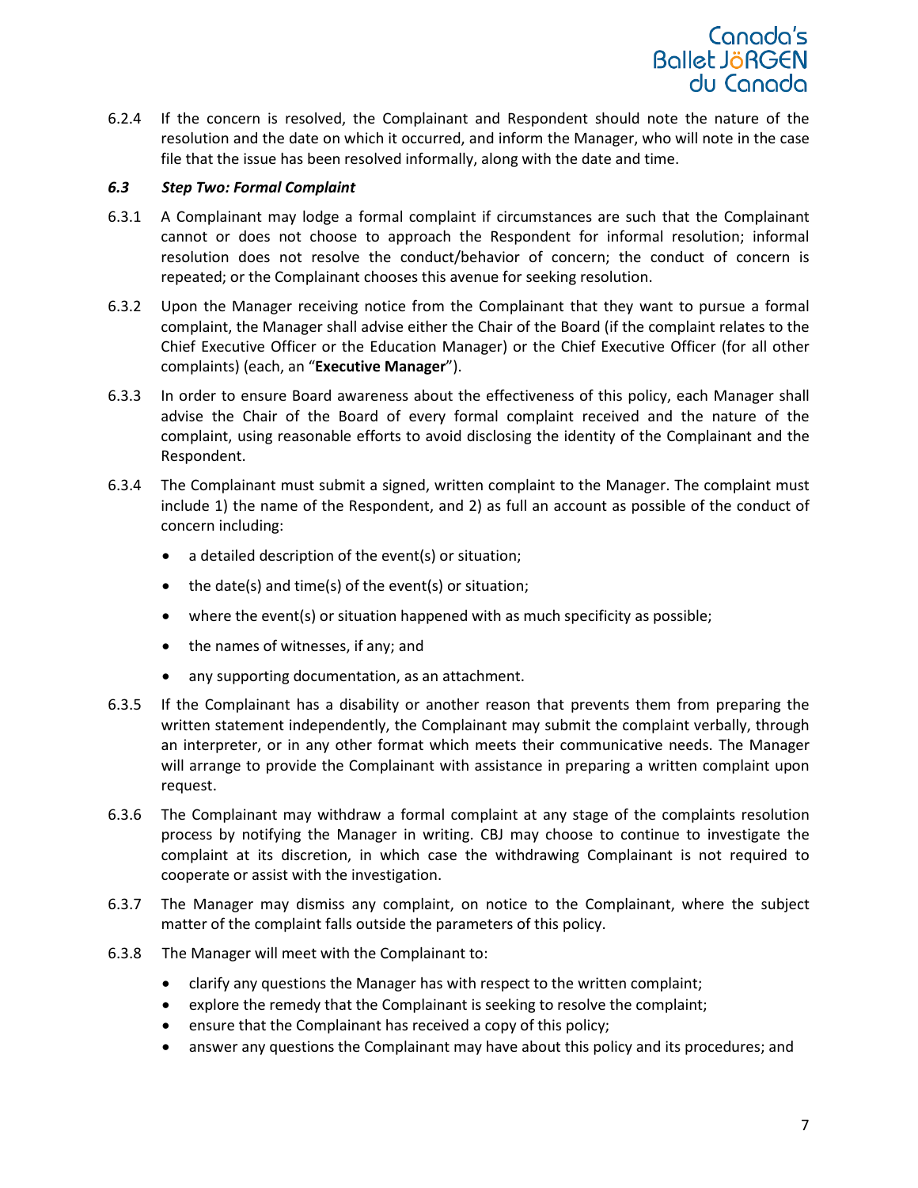6.2.4 If the concern is resolved, the Complainant and Respondent should note the nature of the resolution and the date on which it occurred, and inform the Manager, who will note in the case file that the issue has been resolved informally, along with the date and time.

### *6.3 Step Two: Formal Complaint*

6.3.1 A Complainant may lodge a formal complaint if circumstances are such that the Complainant cannot or does not choose to approach the Respondent for informal resolution; informal resolution does not resolve the conduct/behavior of concern; the conduct of concern is repeated; or the Complainant chooses this avenue for seeking resolution.

6.3.2 Upon the Manager receiving notice from the Complainant that they want to pursue a formal complaint, the Manager shall advise either the Chair of the Board (if the complaint relates to the Chief Executive Officer or the Education Manager) or the Chief Executive Officer (for all other complaints) (each, an "**Executive Manager**").

6.3.3 In order to ensure Board awareness about the effectiveness of this policy, each Manager shall advise the Chair of the Board of every formal complaint received and the nature of the complaint, using reasonable efforts to avoid disclosing the identity of the Complainant and the Respondent.

6.3.4 The Complainant must submit a signed, written complaint to the Manager. The complaint must include 1) the name of the Respondent, and 2) as full an account as possible of the conduct of concern including:

- a detailed description of the event(s) or situation;
- the date(s) and time(s) of the event(s) or situation;
- where the event(s) or situation happened with as much specificity as possible;
- the names of witnesses, if any; and
- any supporting documentation, as an attachment.

6.3.5 If the Complainant has a disability or another reason that prevents them from preparing the written statement independently, the Complainant may submit the complaint verbally, through an interpreter, or in any other format which meets their communicative needs. The Manager will arrange to provide the Complainant with assistance in preparing a written complaint upon request.

6.3.6 The Complainant may withdraw a formal complaint at any stage of the complaints resolution process by notifying the Manager in writing. CBJ may choose to continue to investigate the complaint at its discretion, in which case the withdrawing Complainant is not required to cooperate or assist with the investigation.

6.3.7 The Manager may dismiss any complaint, on notice to the Complainant, where the subject matter of the complaint falls outside the parameters of this policy.

6.3.8 The Manager will meet with the Complainant to:

- clarify any questions the Manager has with respect to the written complaint;
- explore the remedy that the Complainant is seeking to resolve the complaint;
- ensure that the Complainant has received a copy of this policy;
- answer any questions the Complainant may have about this policy and its procedures; and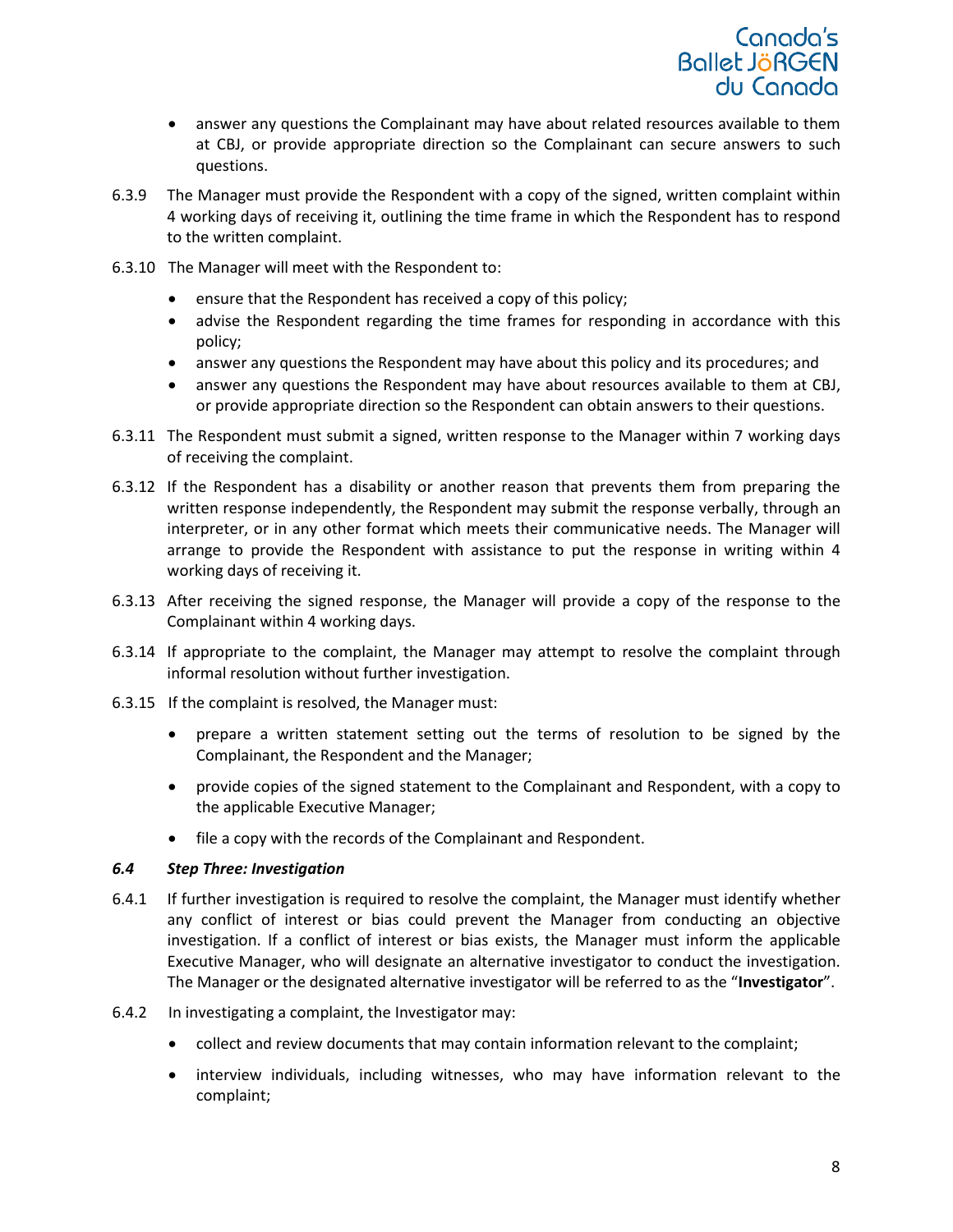- answer any questions the Complainant may have about related resources available to them at CBJ, or provide appropriate direction so the Complainant can secure answers to such questions.

6.3.9 The Manager must provide the Respondent with a copy of the signed, written complaint within 4 working days of receiving it, outlining the time frame in which the Respondent has to respond to the written complaint.

6.3.10 The Manager will meet with the Respondent to:

- ensure that the Respondent has received a copy of this policy;
- advise the Respondent regarding the time frames for responding in accordance with this policy;
- answer any questions the Respondent may have about this policy and its procedures; and
- answer any questions the Respondent may have about resources available to them at CBJ, or provide appropriate direction so the Respondent can obtain answers to their questions.

6.3.11 The Respondent must submit a signed, written response to the Manager within 7 working days of receiving the complaint.

6.3.12 If the Respondent has a disability or another reason that prevents them from preparing the written response independently, the Respondent may submit the response verbally, through an interpreter, or in any other format which meets their communicative needs. The Manager will arrange to provide the Respondent with assistance to put the response in writing within 4 working days of receiving it.

6.3.13 After receiving the signed response, the Manager will provide a copy of the response to the Complainant within 4 working days.

6.3.14 If appropriate to the complaint, the Manager may attempt to resolve the complaint through informal resolution without further investigation.

6.3.15 If the complaint is resolved, the Manager must:

- prepare a written statement setting out the terms of resolution to be signed by the Complainant, the Respondent and the Manager;
- provide copies of the signed statement to the Complainant and Respondent, with a copy to the applicable Executive Manager;
- file a copy with the records of the Complainant and Respondent.

### *6.4 Step Three: Investigation*

6.4.1 If further investigation is required to resolve the complaint, the Manager must identify whether any conflict of interest or bias could prevent the Manager from conducting an objective investigation. If a conflict of interest or bias exists, the Manager must inform the applicable Executive Manager, who will designate an alternative investigator to conduct the investigation. The Manager or the designated alternative investigator will be referred to as the "**Investigator**".

6.4.2 In investigating a complaint, the Investigator may:

- collect and review documents that may contain information relevant to the complaint;
- interview individuals, including witnesses, who may have information relevant to the complaint;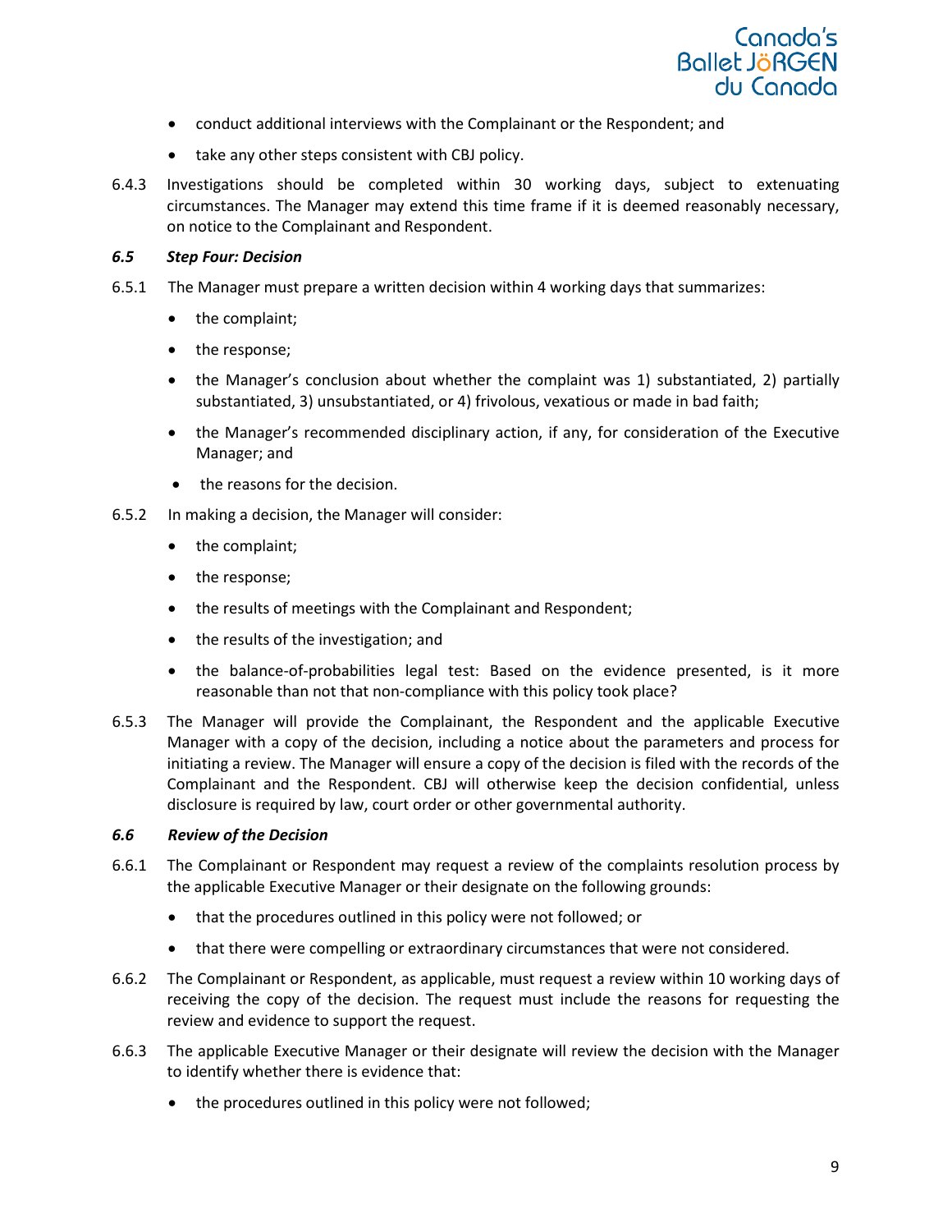- conduct additional interviews with the Complainant or the Respondent; and
- take any other steps consistent with CBJ policy.

6.4.3 Investigations should be completed within 30 working days, subject to extenuating circumstances. The Manager may extend this time frame if it is deemed reasonably necessary, on notice to the Complainant and Respondent.

### *6.5 Step Four: Decision*

6.5.1 The Manager must prepare a written decision within 4 working days that summarizes:

- the complaint;
- the response;
- the Manager's conclusion about whether the complaint was 1) substantiated, 2) partially substantiated, 3) unsubstantiated, or 4) frivolous, vexatious or made in bad faith;
- the Manager's recommended disciplinary action, if any, for consideration of the Executive Manager; and
- the reasons for the decision.

6.5.2 In making a decision, the Manager will consider:

- the complaint;
- the response;
- the results of meetings with the Complainant and Respondent;
- the results of the investigation; and
- the balance-of-probabilities legal test: Based on the evidence presented, is it more reasonable than not that non-compliance with this policy took place?

6.5.3 The Manager will provide the Complainant, the Respondent and the applicable Executive Manager with a copy of the decision, including a notice about the parameters and process for initiating a review. The Manager will ensure a copy of the decision is filed with the records of the Complainant and the Respondent. CBJ will otherwise keep the decision confidential, unless disclosure is required by law, court order or other governmental authority.

### *6.6 Review of the Decision*

6.6.1 The Complainant or Respondent may request a review of the complaints resolution process by the applicable Executive Manager or their designate on the following grounds:

- that the procedures outlined in this policy were not followed; or
- that there were compelling or extraordinary circumstances that were not considered.

6.6.2 The Complainant or Respondent, as applicable, must request a review within 10 working days of receiving the copy of the decision. The request must include the reasons for requesting the review and evidence to support the request.

6.6.3 The applicable Executive Manager or their designate will review the decision with the Manager to identify whether there is evidence that:

- the procedures outlined in this policy were not followed;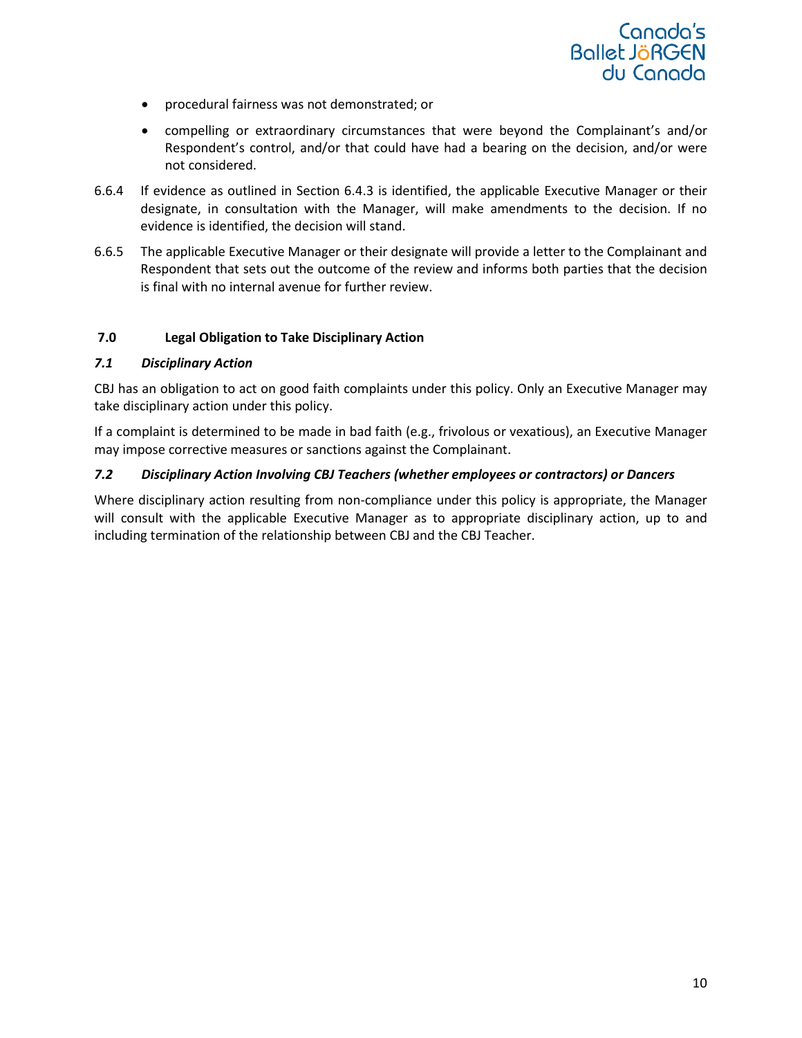- procedural fairness was not demonstrated; or
- compelling or extraordinary circumstances that were beyond the Complainant's and/or Respondent's control, and/or that could have had a bearing on the decision, and/or were not considered.

6.6.4 If evidence as outlined in Section 6.4.3 is identified, the applicable Executive Manager or their designate, in consultation with the Manager, will make amendments to the decision. If no evidence is identified, the decision will stand.

6.6.5 The applicable Executive Manager or their designate will provide a letter to the Complainant and Respondent that sets out the outcome of the review and informs both parties that the decision is final with no internal avenue for further review.

## 7.0 Legal Obligation to Take Disciplinary Action

### *7.1 Disciplinary Action*

CBJ has an obligation to act on good faith complaints under this policy. Only an Executive Manager may take disciplinary action under this policy.

If a complaint is determined to be made in bad faith (e.g., frivolous or vexatious), an Executive Manager may impose corrective measures or sanctions against the Complainant.

### *7.2 Disciplinary Action Involving CBJ Teachers (whether employees or contractors) or Dancers*

Where disciplinary action resulting from non-compliance under this policy is appropriate, the Manager will consult with the applicable Executive Manager as to appropriate disciplinary action, up to and including termination of the relationship between CBJ and the CBJ Teacher.